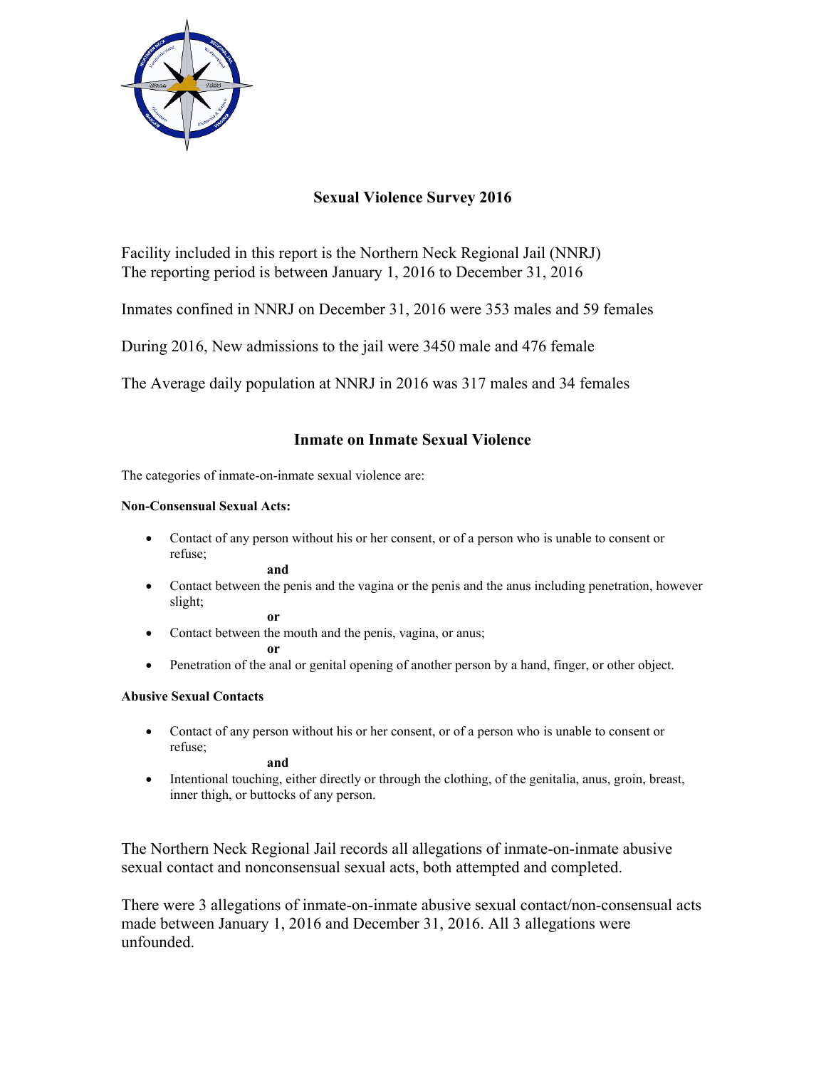# Sexual Violence Survey 2016

Facility included in this report is the Northern Neck Regional Jail (NNRJ)
The reporting period is between January 1, 2016 to December 31, 2016

Inmates confined in NNRJ on December 31, 2016 were 353 males and 59 females

During 2016, New admissions to the jail were 3450 male and 476 female

The Average daily population at NNRJ in 2016 was 317 males and 34 females

## Inmate on Inmate Sexual Violence

The categories of inmate-on-inmate sexual violence are:

**Non-Consensual Sexual Acts:**

- Contact of any person without his or her consent, or of a person who is unable to consent or refuse;

  **and**

- Contact between the penis and the vagina or the penis and the anus including penetration, however slight;

  **or**

- Contact between the mouth and the penis, vagina, or anus;

  **or**

- Penetration of the anal or genital opening of another person by a hand, finger, or other object.

**Abusive Sexual Contacts**

- Contact of any person without his or her consent, or of a person who is unable to consent or refuse;

  **and**

- Intentional touching, either directly or through the clothing, of the genitalia, anus, groin, breast, inner thigh, or buttocks of any person.

The Northern Neck Regional Jail records all allegations of inmate-on-inmate abusive sexual contact and nonconsensual sexual acts, both attempted and completed.

There were 3 allegations of inmate-on-inmate abusive sexual contact/non-consensual acts made between January 1, 2016 and December 31, 2016. All 3 allegations were unfounded.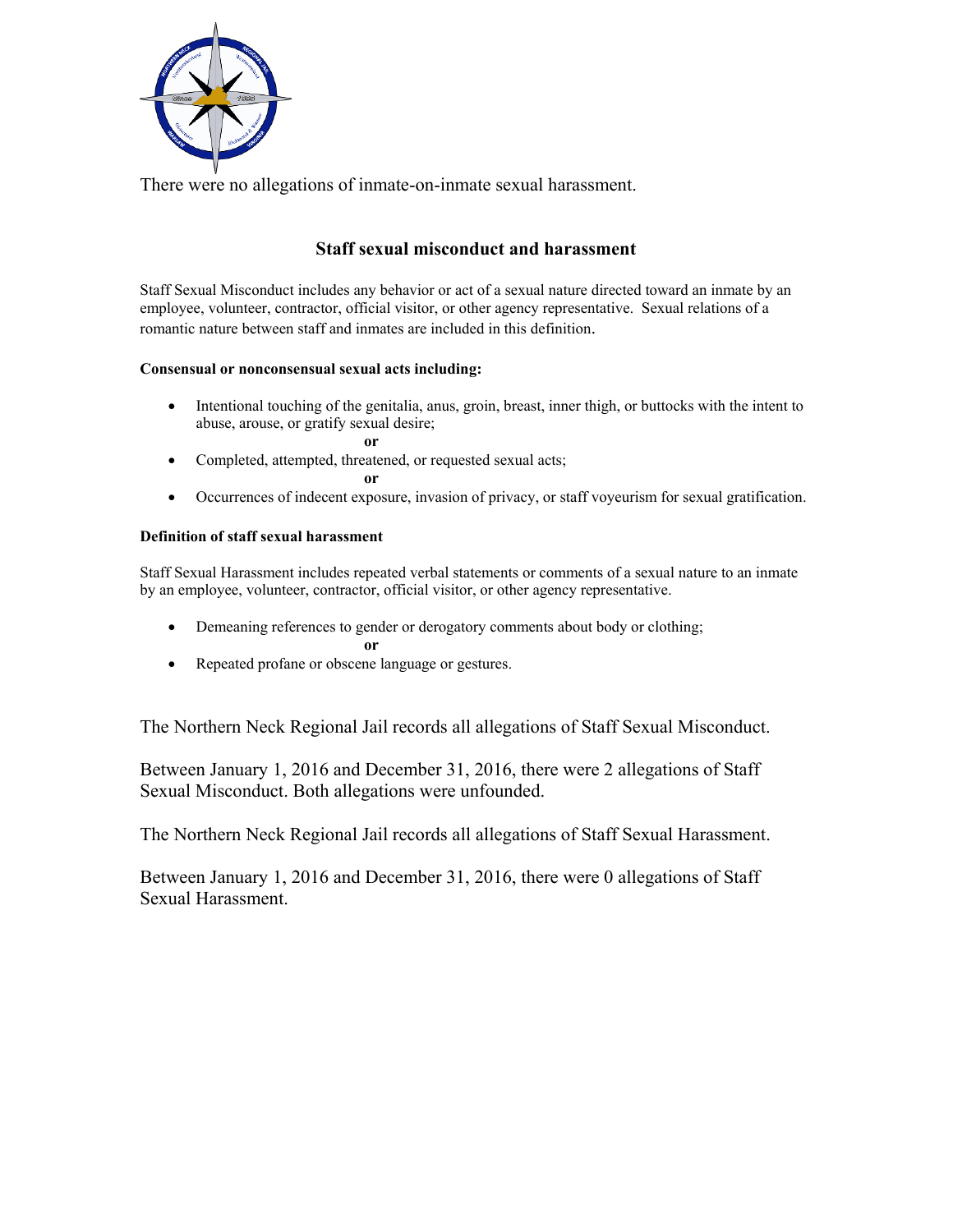There were no allegations of inmate-on-inmate sexual harassment.

## Staff sexual misconduct and harassment

Staff Sexual Misconduct includes any behavior or act of a sexual nature directed toward an inmate by an employee, volunteer, contractor, official visitor, or other agency representative. Sexual relations of a romantic nature between staff and inmates are included in this definition.

**Consensual or nonconsensual sexual acts including:**

- Intentional touching of the genitalia, anus, groin, breast, inner thigh, or buttocks with the intent to abuse, arouse, or gratify sexual desire;

  **or**
- Completed, attempted, threatened, or requested sexual acts;

  **or**
- Occurrences of indecent exposure, invasion of privacy, or staff voyeurism for sexual gratification.

**Definition of staff sexual harassment**

Staff Sexual Harassment includes repeated verbal statements or comments of a sexual nature to an inmate by an employee, volunteer, contractor, official visitor, or other agency representative.

- Demeaning references to gender or derogatory comments about body or clothing;

  **or**
- Repeated profane or obscene language or gestures.

The Northern Neck Regional Jail records all allegations of Staff Sexual Misconduct.

Between January 1, 2016 and December 31, 2016, there were 2 allegations of Staff Sexual Misconduct. Both allegations were unfounded.

The Northern Neck Regional Jail records all allegations of Staff Sexual Harassment.

Between January 1, 2016 and December 31, 2016, there were 0 allegations of Staff Sexual Harassment.